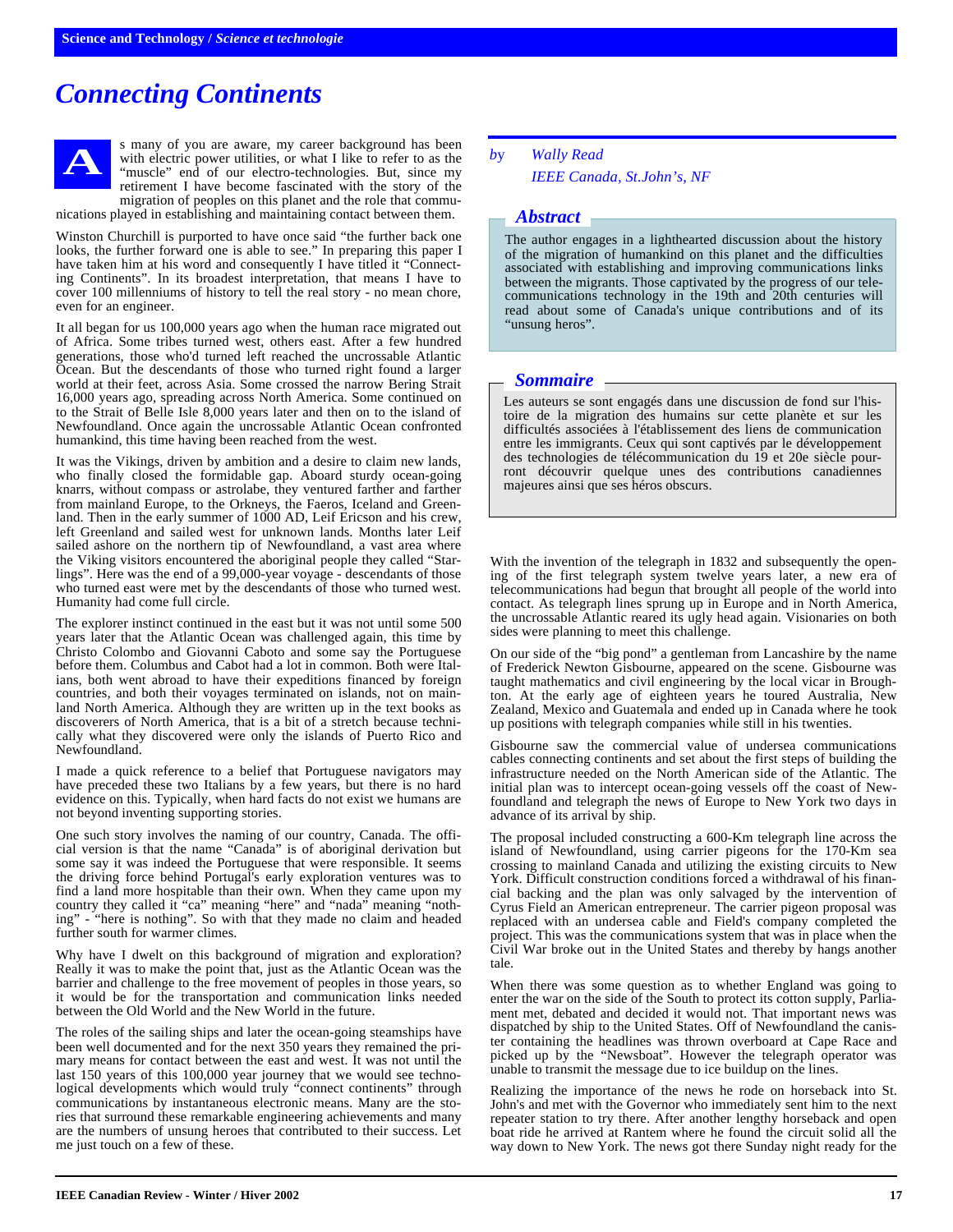# Connecting Continents

*by Wally Read*
*IEEE Canada, St.John's, NF*

### Abstract

The author engages in a lighthearted discussion about the history of the migration of humankind on this planet and the difficulties associated with establishing and improving communications links between the migrants. Those captivated by the progress of our telecommunications technology in the 19th and 20th centuries will read about some of Canada's unique contributions and of its "unsung heros".

### Sommaire

Les auteurs se sont engagés dans une discussion de fond sur l'histoire de la migration des humains sur cette planète et sur les difficultés associées à l'établissement des liens de communication entre les immigrants. Ceux qui sont captivés par le développement des technologies de télécommunication du 19 et 20e siècle pourront découvrir quelque unes des contributions canadiennes majeures ainsi que ses héros obscurs.

As many of you are aware, my career background has been with electric power utilities, or what I like to refer to as the "muscle" end of our electro-technologies. But, since my retirement I have become fascinated with the story of the migration of peoples on this planet and the role that communications played in establishing and maintaining contact between them.

Winston Churchill is purported to have once said "the further back one looks, the further forward one is able to see." In preparing this paper I have taken him at his word and consequently I have titled it "Connecting Continents". In its broadest interpretation, that means I have to cover 100 millenniums of history to tell the real story - no mean chore, even for an engineer.

It all began for us 100,000 years ago when the human race migrated out of Africa. Some tribes turned west, others east. After a few hundred generations, those who'd turned left reached the uncrossable Atlantic Ocean. But the descendants of those who turned right found a larger world at their feet, across Asia. Some crossed the narrow Bering Strait 16,000 years ago, spreading across North America. Some continued on to the Strait of Belle Isle 8,000 years later and then on to the island of Newfoundland. Once again the uncrossable Atlantic Ocean confronted humankind, this time having been reached from the west.

It was the Vikings, driven by ambition and a desire to claim new lands, who finally closed the formidable gap. Aboard sturdy ocean-going knarrs, without compass or astrolabe, they ventured farther and farther from mainland Europe, to the Orkneys, the Faeros, Iceland and Greenland. Then in the early summer of 1000 AD, Leif Ericson and his crew, left Greenland and sailed west for unknown lands. Months later Leif sailed ashore on the northern tip of Newfoundland, a vast area where the Viking visitors encountered the aboriginal people they called "Starlings". Here was the end of a 99,000-year voyage - descendants of those who turned east were met by the descendants of those who turned west. Humanity had come full circle.

The explorer instinct continued in the east but it was not until some 500 years later that the Atlantic Ocean was challenged again, this time by Christo Colombo and Giovanni Caboto and some say the Portuguese before them. Columbus and Cabot had a lot in common. Both were Italians, both went abroad to have their expeditions financed by foreign countries, and both their voyages terminated on islands, not on mainland North America. Although they are written up in the text books as discoverers of North America, that is a bit of a stretch because technically what they discovered were only the islands of Puerto Rico and Newfoundland.

I made a quick reference to a belief that Portuguese navigators may have preceded these two Italians by a few years, but there is no hard evidence on this. Typically, when hard facts do not exist we humans are not beyond inventing supporting stories.

One such story involves the naming of our country, Canada. The official version is that the name "Canada" is of aboriginal derivation but some say it was indeed the Portuguese that were responsible. It seems the driving force behind Portugal's early exploration ventures was to find a land more hospitable than their own. When they came upon my country they called it "ca" meaning "here" and "nada" meaning "nothing" - "here is nothing". So with that they made no claim and headed further south for warmer climes.

Why have I dwelt on this background of migration and exploration? Really it was to make the point that, just as the Atlantic Ocean was the barrier and challenge to the free movement of peoples in those years, so it would be for the transportation and communication links needed between the Old World and the New World in the future.

The roles of the sailing ships and later the ocean-going steamships have been well documented and for the next 350 years they remained the primary means for contact between the east and west. It was not until the last 150 years of this 100,000 year journey that we would see technological developments which would truly "connect continents" through communications by instantaneous electronic means. Many are the stories that surround these remarkable engineering achievements and many are the numbers of unsung heroes that contributed to their success. Let me just touch on a few of these.

With the invention of the telegraph in 1832 and subsequently the opening of the first telegraph system twelve years later, a new era of telecommunications had begun that brought all people of the world into contact. As telegraph lines sprung up in Europe and in North America, the uncrossable Atlantic reared its ugly head again. Visionaries on both sides were planning to meet this challenge.

On our side of the "big pond" a gentleman from Lancashire by the name of Frederick Newton Gisbourne, appeared on the scene. Gisbourne was taught mathematics and civil engineering by the local vicar in Broughton. At the early age of eighteen years he toured Australia, New Zealand, Mexico and Guatemala and ended up in Canada where he took up positions with telegraph companies while still in his twenties.

Gisbourne saw the commercial value of undersea communications cables connecting continents and set about the first steps of building the infrastructure needed on the North American side of the Atlantic. The initial plan was to intercept ocean-going vessels off the coast of Newfoundland and telegraph the news of Europe to New York two days in advance of its arrival by ship.

The proposal included constructing a 600-Km telegraph line across the island of Newfoundland, using carrier pigeons for the 170-Km sea crossing to mainland Canada and utilizing the existing circuits to New York. Difficult construction conditions forced a withdrawal of his financial backing and the plan was only salvaged by the intervention of Cyrus Field an American entrepreneur. The carrier pigeon proposal was replaced with an undersea cable and Field's company completed the project. This was the communications system that was in place when the Civil War broke out in the United States and thereby by hangs another tale.

When there was some question as to whether England was going to enter the war on the side of the South to protect its cotton supply, Parliament met, debated and decided it would not. That important news was dispatched by ship to the United States. Off of Newfoundland the canister containing the headlines was thrown overboard at Cape Race and picked up by the "Newsboat". However the telegraph operator was unable to transmit the message due to ice buildup on the lines.

Realizing the importance of the news he rode on horseback into St. John's and met with the Governor who immediately sent him to the next repeater station to try there. After another lengthy horseback and open boat ride he arrived at Rantem where he found the circuit solid all the way down to New York. The news got there Sunday night ready for the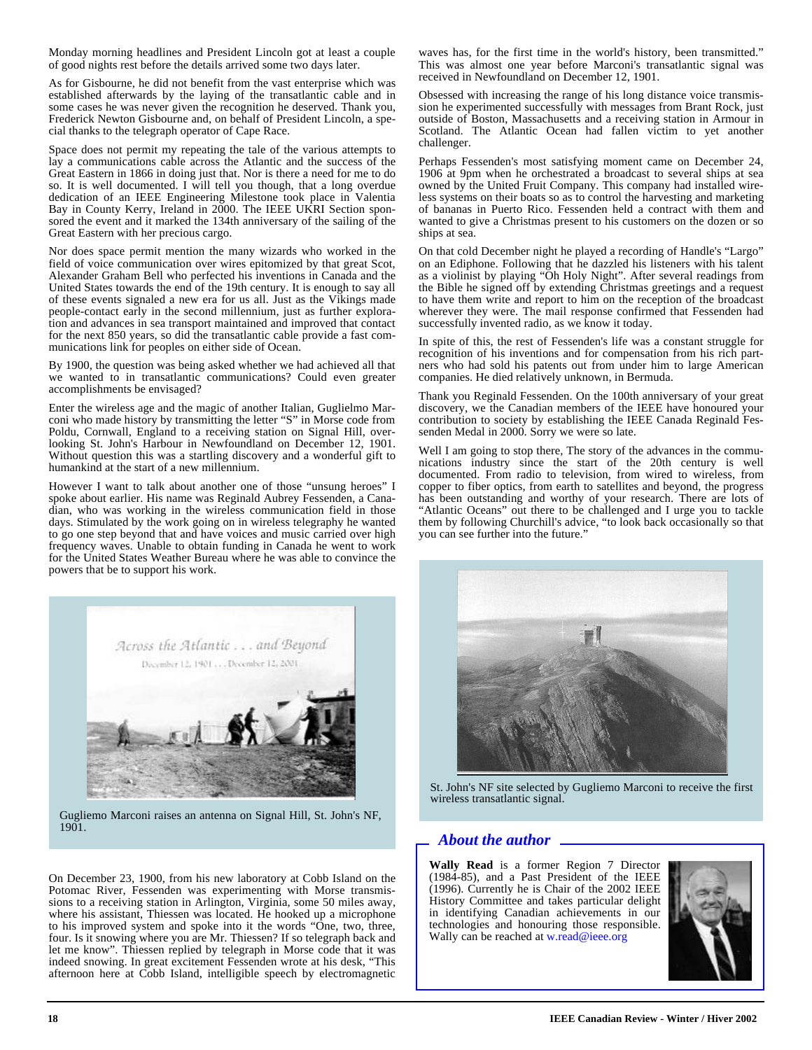Monday morning headlines and President Lincoln got at least a couple of good nights rest before the details arrived some two days later.

As for Gisbourne, he did not benefit from the vast enterprise which was established afterwards by the laying of the transatlantic cable and in some cases he was never given the recognition he deserved. Thank you, Frederick Newton Gisbourne and, on behalf of President Lincoln, a special thanks to the telegraph operator of Cape Race.

Space does not permit my repeating the tale of the various attempts to lay a communications cable across the Atlantic and the success of the Great Eastern in 1866 in doing just that. Nor is there a need for me to do so. It is well documented. I will tell you though, that a long overdue dedication of an IEEE Engineering Milestone took place in Valentia Bay in County Kerry, Ireland in 2000. The IEEE UKRI Section sponsored the event and it marked the 134th anniversary of the sailing of the Great Eastern with her precious cargo.

Nor does space permit mention the many wizards who worked in the field of voice communication over wires epitomized by that great Scot, Alexander Graham Bell who perfected his inventions in Canada and the United States towards the end of the 19th century. It is enough to say all of these events signaled a new era for us all. Just as the Vikings made people-contact early in the second millennium, just as further exploration and advances in sea transport maintained and improved that contact for the next 850 years, so did the transatlantic cable provide a fast communications link for peoples on either side of Ocean.

By 1900, the question was being asked whether we had achieved all that we wanted to in transatlantic communications? Could even greater accomplishments be envisaged?

Enter the wireless age and the magic of another Italian, Guglielmo Marconi who made history by transmitting the letter "S" in Morse code from Poldu, Cornwall, England to a receiving station on Signal Hill, overlooking St. John's Harbour in Newfoundland on December 12, 1901. Without question this was a startling discovery and a wonderful gift to humankind at the start of a new millennium.

However I want to talk about another one of those "unsung heroes" I spoke about earlier. His name was Reginald Aubrey Fessenden, a Canadian, who was working in the wireless communication field in those days. Stimulated by the work going on in wireless telegraphy he wanted to go one step beyond that and have voices and music carried over high frequency waves. Unable to obtain funding in Canada he went to work for the United States Weather Bureau where he was able to convince the powers that be to support his work.

Across the Atlantic . . . and Beyond

December 12, 1901 . . . December 12, 2001

Gugliemo Marconi raises an antenna on Signal Hill, St. John's NF, 1901.

On December 23, 1900, from his new laboratory at Cobb Island on the Potomac River, Fessenden was experimenting with Morse transmissions to a receiving station in Arlington, Virginia, some 50 miles away, where his assistant, Thiessen was located. He hooked up a microphone to his improved system and spoke into it the words "One, two, three, four. Is it snowing where you are Mr. Thiessen? If so telegraph back and let me know". Thiessen replied by telegraph in Morse code that it was indeed snowing. In great excitement Fessenden wrote at his desk, "This afternoon here at Cobb Island, intelligible speech by electromagnetic waves has, for the first time in the world's history, been transmitted." This was almost one year before Marconi's transatlantic signal was received in Newfoundland on December 12, 1901.

Obsessed with increasing the range of his long distance voice transmission he experimented successfully with messages from Brant Rock, just outside of Boston, Massachusetts and a receiving station in Armour in Scotland. The Atlantic Ocean had fallen victim to yet another challenger.

Perhaps Fessenden's most satisfying moment came on December 24, 1906 at 9pm when he orchestrated a broadcast to several ships at sea owned by the United Fruit Company. This company had installed wireless systems on their boats so as to control the harvesting and marketing of bananas in Puerto Rico. Fessenden held a contract with them and wanted to give a Christmas present to his customers on the dozen or so ships at sea.

On that cold December night he played a recording of Handle's "Largo" on an Ediphone. Following that he dazzled his listeners with his talent as a violinist by playing "Oh Holy Night". After several readings from the Bible he signed off by extending Christmas greetings and a request to have them write and report to him on the reception of the broadcast wherever they were. The mail response confirmed that Fessenden had successfully invented radio, as we know it today.

In spite of this, the rest of Fessenden's life was a constant struggle for recognition of his inventions and for compensation from his rich partners who had sold his patents out from under him to large American companies. He died relatively unknown, in Bermuda.

Thank you Reginald Fessenden. On the 100th anniversary of your great discovery, we the Canadian members of the IEEE have honoured your contribution to society by establishing the IEEE Canada Reginald Fessenden Medal in 2000. Sorry we were so late.

Well I am going to stop there, The story of the advances in the communications industry since the start of the 20th century is well documented. From radio to television, from wired to wireless, from copper to fiber optics, from earth to satellites and beyond, the progress has been outstanding and worthy of your research. There are lots of "Atlantic Oceans" out there to be challenged and I urge you to tackle them by following Churchill's advice, "to look back occasionally so that you can see further into the future."

St. John's NF site selected by Gugliemo Marconi to receive the first wireless transatlantic signal.

## *About the author*

**Wally Read** is a former Region 7 Director (1984-85), and a Past President of the IEEE (1996). Currently he is Chair of the 2002 IEEE History Committee and takes particular delight in identifying Canadian achievements in our technologies and honouring those responsible. Wally can be reached at w.read@ieee.org